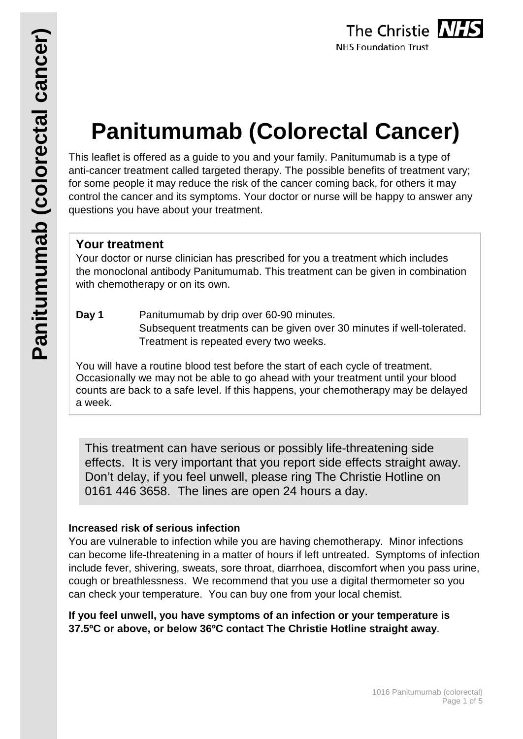# Panitumumab (Colorectal Cancer)

This leaflet is offered as a guide to you and your family. Panitumumab is a type of anti-cancer treatment called targeted therapy. The possible benefits of treatment vary; for some people it may reduce the risk of the cancer coming back, for others it may control the cancer and its symptoms. Your doctor or nurse will be happy to answer any questions you have about your treatment.

## Your treatment

Your doctor or nurse clinician has prescribed for you a treatment which includes the monoclonal antibody Panitumumab. This treatment can be given in combination with chemotherapy or on its own.

**Day 1** Panitumumab by drip over 60-90 minutes.
Subsequent treatments can be given over 30 minutes if well-tolerated.
Treatment is repeated every two weeks.

You will have a routine blood test before the start of each cycle of treatment. Occasionally we may not be able to go ahead with your treatment until your blood counts are back to a safe level. If this happens, your chemotherapy may be delayed a week.

This treatment can have serious or possibly life-threatening side effects. It is very important that you report side effects straight away. Don't delay, if you feel unwell, please ring The Christie Hotline on 0161 446 3658. The lines are open 24 hours a day.

**Increased risk of serious infection**

You are vulnerable to infection while you are having chemotherapy. Minor infections can become life-threatening in a matter of hours if left untreated. Symptoms of infection include fever, shivering, sweats, sore throat, diarrhoea, discomfort when you pass urine, cough or breathlessness. We recommend that you use a digital thermometer so you can check your temperature. You can buy one from your local chemist.

**If you feel unwell, you have symptoms of an infection or your temperature is 37.5ºC or above, or below 36ºC contact The Christie Hotline straight away**.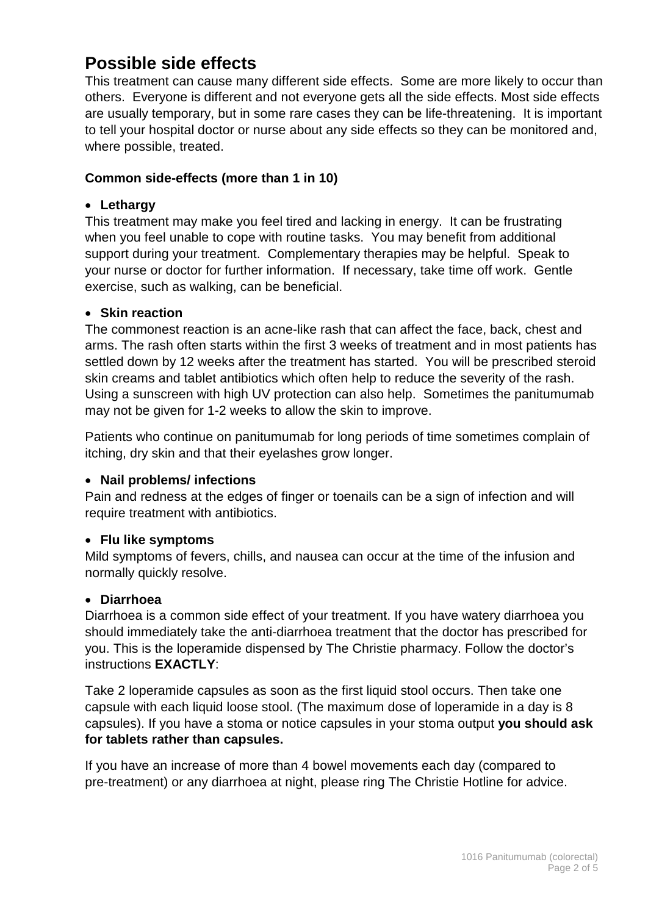# Possible side effects

This treatment can cause many different side effects. Some are more likely to occur than others. Everyone is different and not everyone gets all the side effects. Most side effects are usually temporary, but in some rare cases they can be life-threatening. It is important to tell your hospital doctor or nurse about any side effects so they can be monitored and, where possible, treated.

**Common side-effects (more than 1 in 10)**

- **Lethargy**

This treatment may make you feel tired and lacking in energy. It can be frustrating when you feel unable to cope with routine tasks. You may benefit from additional support during your treatment. Complementary therapies may be helpful. Speak to your nurse or doctor for further information. If necessary, take time off work. Gentle exercise, such as walking, can be beneficial.

- **Skin reaction**

The commonest reaction is an acne-like rash that can affect the face, back, chest and arms. The rash often starts within the first 3 weeks of treatment and in most patients has settled down by 12 weeks after the treatment has started. You will be prescribed steroid skin creams and tablet antibiotics which often help to reduce the severity of the rash. Using a sunscreen with high UV protection can also help. Sometimes the panitumumab may not be given for 1-2 weeks to allow the skin to improve.

Patients who continue on panitumumab for long periods of time sometimes complain of itching, dry skin and that their eyelashes grow longer.

- **Nail problems/ infections**

Pain and redness at the edges of finger or toenails can be a sign of infection and will require treatment with antibiotics.

- **Flu like symptoms**

Mild symptoms of fevers, chills, and nausea can occur at the time of the infusion and normally quickly resolve.

- **Diarrhoea**

Diarrhoea is a common side effect of your treatment. If you have watery diarrhoea you should immediately take the anti-diarrhoea treatment that the doctor has prescribed for you. This is the loperamide dispensed by The Christie pharmacy. Follow the doctor's instructions **EXACTLY**:

Take 2 loperamide capsules as soon as the first liquid stool occurs. Then take one capsule with each liquid loose stool. (The maximum dose of loperamide in a day is 8 capsules). If you have a stoma or notice capsules in your stoma output **you should ask for tablets rather than capsules.**

If you have an increase of more than 4 bowel movements each day (compared to pre-treatment) or any diarrhoea at night, please ring The Christie Hotline for advice.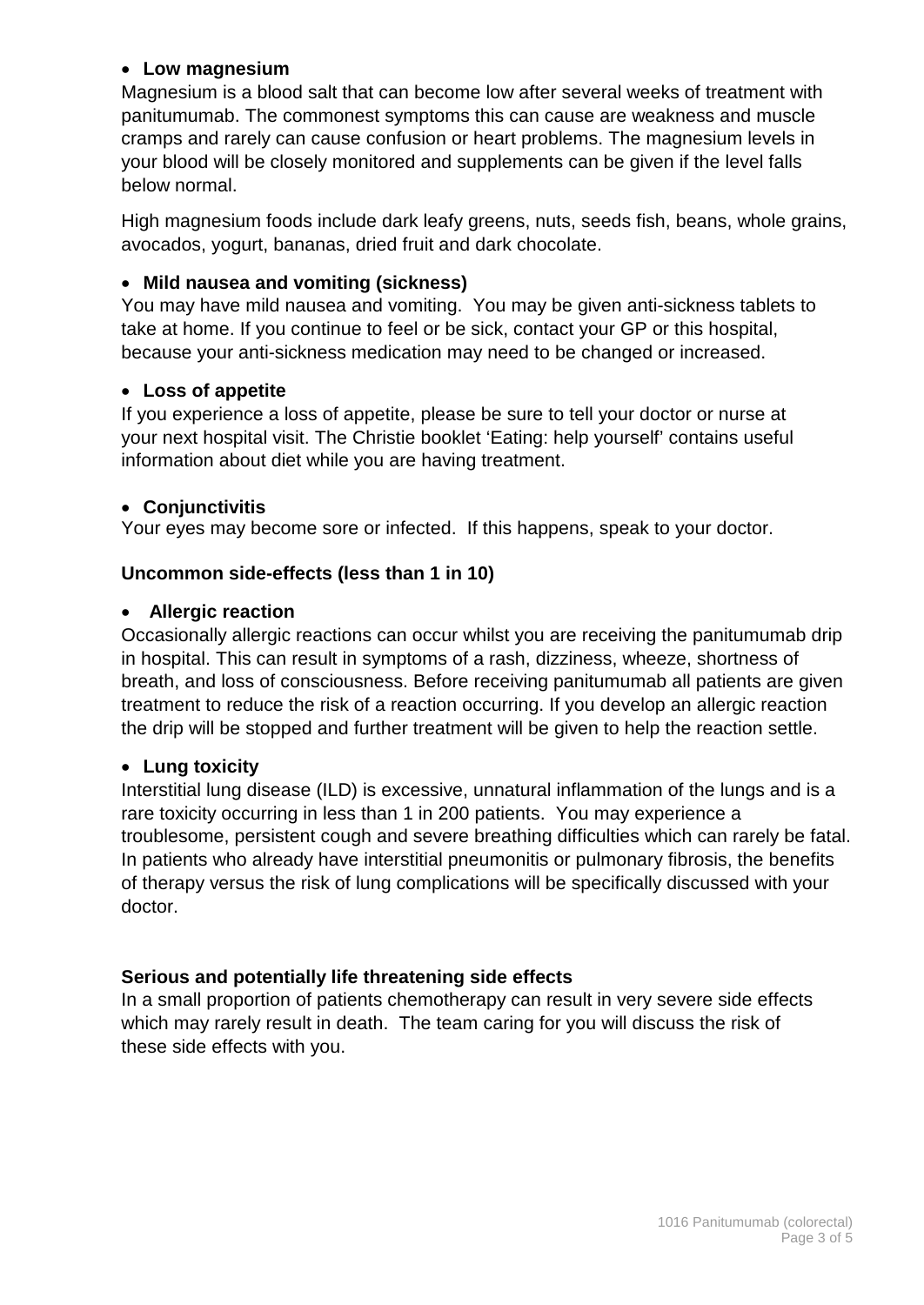- **Low magnesium**

Magnesium is a blood salt that can become low after several weeks of treatment with panitumumab. The commonest symptoms this can cause are weakness and muscle cramps and rarely can cause confusion or heart problems. The magnesium levels in your blood will be closely monitored and supplements can be given if the level falls below normal.

High magnesium foods include dark leafy greens, nuts, seeds fish, beans, whole grains, avocados, yogurt, bananas, dried fruit and dark chocolate.

- **Mild nausea and vomiting (sickness)**

You may have mild nausea and vomiting. You may be given anti-sickness tablets to take at home. If you continue to feel or be sick, contact your GP or this hospital, because your anti-sickness medication may need to be changed or increased.

- **Loss of appetite**

If you experience a loss of appetite, please be sure to tell your doctor or nurse at your next hospital visit. The Christie booklet 'Eating: help yourself' contains useful information about diet while you are having treatment.

- **Conjunctivitis**

Your eyes may become sore or infected. If this happens, speak to your doctor.

**Uncommon side-effects (less than 1 in 10)**

- **Allergic reaction**

Occasionally allergic reactions can occur whilst you are receiving the panitumumab drip in hospital. This can result in symptoms of a rash, dizziness, wheeze, shortness of breath, and loss of consciousness. Before receiving panitumumab all patients are given treatment to reduce the risk of a reaction occurring. If you develop an allergic reaction the drip will be stopped and further treatment will be given to help the reaction settle.

- **Lung toxicity**

Interstitial lung disease (ILD) is excessive, unnatural inflammation of the lungs and is a rare toxicity occurring in less than 1 in 200 patients. You may experience a troublesome, persistent cough and severe breathing difficulties which can rarely be fatal. In patients who already have interstitial pneumonitis or pulmonary fibrosis, the benefits of therapy versus the risk of lung complications will be specifically discussed with your doctor.

**Serious and potentially life threatening side effects**

In a small proportion of patients chemotherapy can result in very severe side effects which may rarely result in death. The team caring for you will discuss the risk of these side effects with you.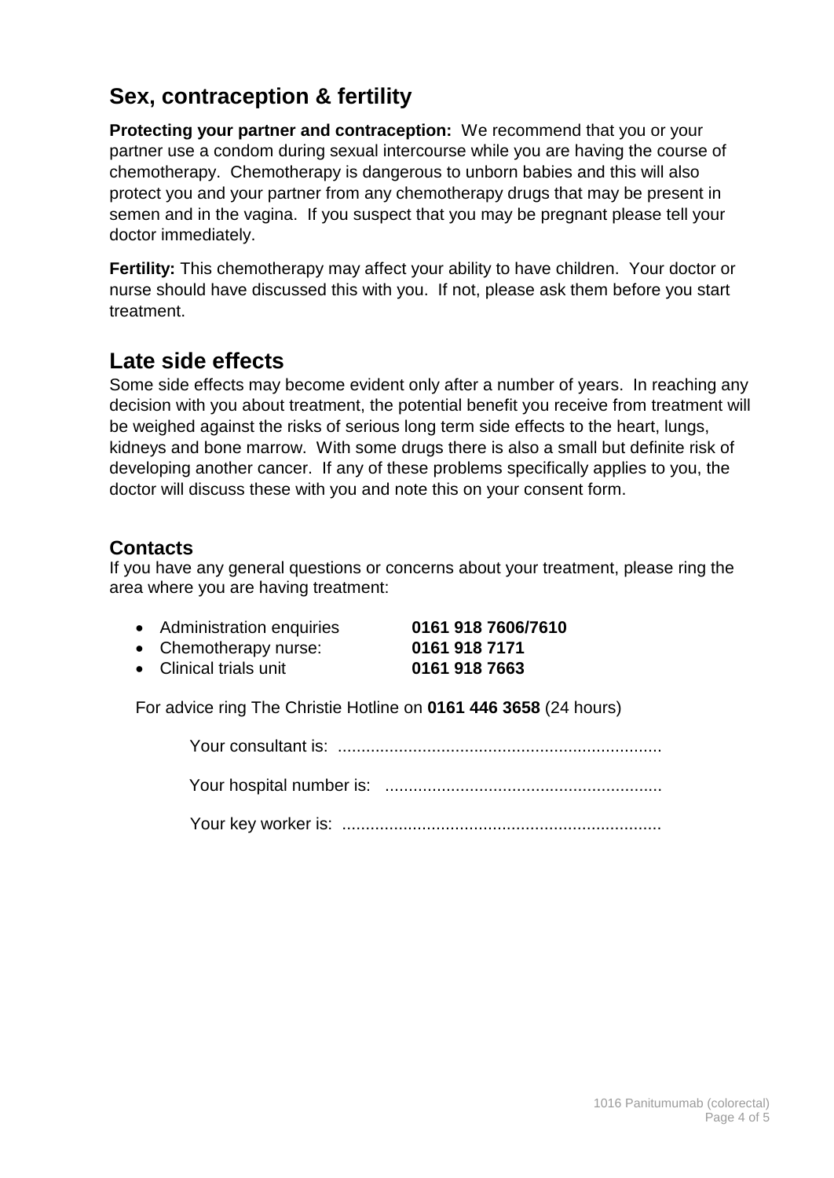## Sex, contraception & fertility

**Protecting your partner and contraception:** We recommend that you or your partner use a condom during sexual intercourse while you are having the course of chemotherapy. Chemotherapy is dangerous to unborn babies and this will also protect you and your partner from any chemotherapy drugs that may be present in semen and in the vagina. If you suspect that you may be pregnant please tell your doctor immediately.

**Fertility:** This chemotherapy may affect your ability to have children. Your doctor or nurse should have discussed this with you. If not, please ask them before you start treatment.

## Late side effects

Some side effects may become evident only after a number of years. In reaching any decision with you about treatment, the potential benefit you receive from treatment will be weighed against the risks of serious long term side effects to the heart, lungs, kidneys and bone marrow. With some drugs there is also a small but definite risk of developing another cancer. If any of these problems specifically applies to you, the doctor will discuss these with you and note this on your consent form.

### Contacts

If you have any general questions or concerns about your treatment, please ring the area where you are having treatment:

- Administration enquiries **0161 918 7606/7610**
- Chemotherapy nurse: **0161 918 7171**
- Clinical trials unit **0161 918 7663**

For advice ring The Christie Hotline on **0161 446 3658** (24 hours)

Your consultant is: ....................................................................

Your hospital number is: ..........................................................

Your key worker is: ...................................................................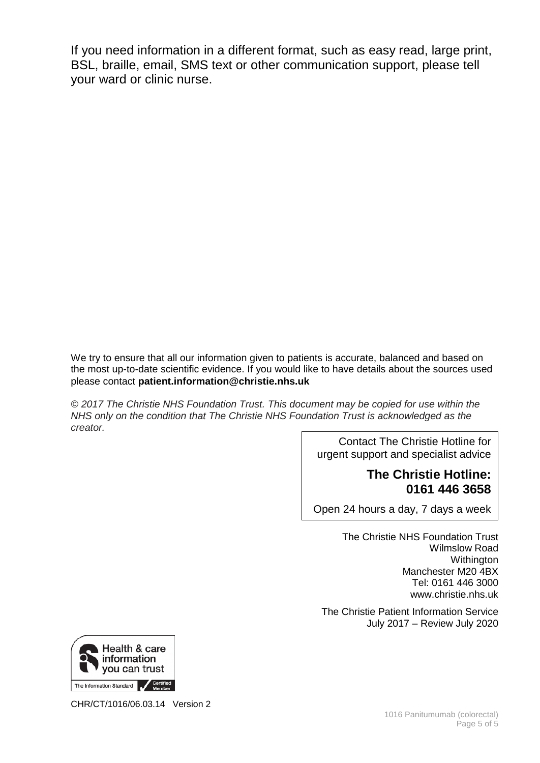If you need information in a different format, such as easy read, large print, BSL, braille, email, SMS text or other communication support, please tell your ward or clinic nurse.

We try to ensure that all our information given to patients is accurate, balanced and based on the most up-to-date scientific evidence. If you would like to have details about the sources used please contact **patient.information@christie.nhs.uk**

*© 2017 The Christie NHS Foundation Trust. This document may be copied for use within the NHS only on the condition that The Christie NHS Foundation Trust is acknowledged as the creator.*

Contact The Christie Hotline for urgent support and specialist advice

**The Christie Hotline: 0161 446 3658**

Open 24 hours a day, 7 days a week

The Christie NHS Foundation Trust
Wilmslow Road
Withington
Manchester M20 4BX
Tel: 0161 446 3000
www.christie.nhs.uk

The Christie Patient Information Service
July 2017 – Review July 2020

Health & care information you can trust

The Information Standard Certified Member

CHR/CT/1016/06.03.14 Version 2